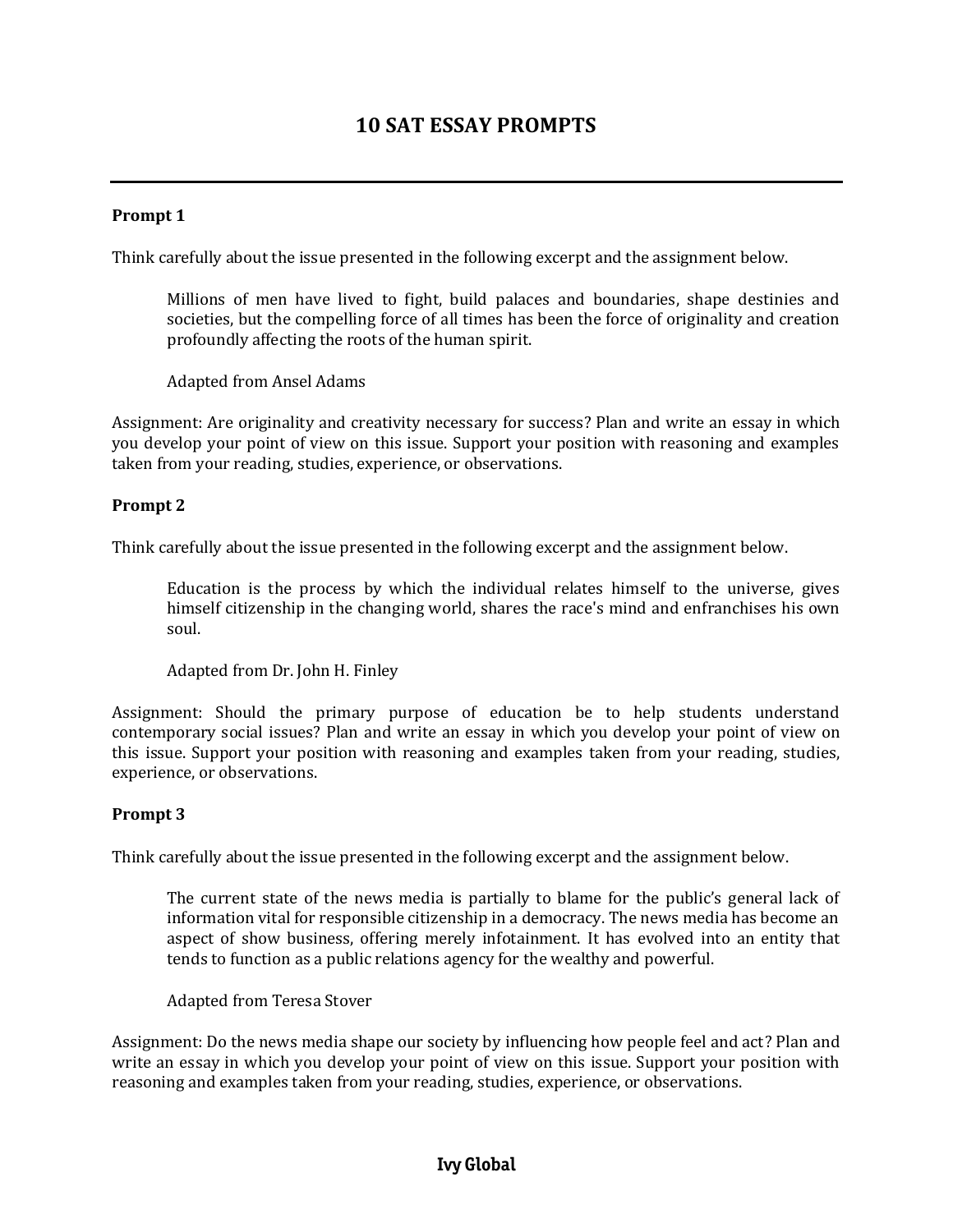# 10 SAT ESSAY PROMPTS

---

**Prompt 1**

Think carefully about the issue presented in the following excerpt and the assignment below.

> Millions of men have lived to fight, build palaces and boundaries, shape destinies and societies, but the compelling force of all times has been the force of originality and creation profoundly affecting the roots of the human spirit.
>
> Adapted from Ansel Adams

Assignment: Are originality and creativity necessary for success? Plan and write an essay in which you develop your point of view on this issue. Support your position with reasoning and examples taken from your reading, studies, experience, or observations.

**Prompt 2**

Think carefully about the issue presented in the following excerpt and the assignment below.

> Education is the process by which the individual relates himself to the universe, gives himself citizenship in the changing world, shares the race's mind and enfranchises his own soul.
>
> Adapted from Dr. John H. Finley

Assignment: Should the primary purpose of education be to help students understand contemporary social issues? Plan and write an essay in which you develop your point of view on this issue. Support your position with reasoning and examples taken from your reading, studies, experience, or observations.

**Prompt 3**

Think carefully about the issue presented in the following excerpt and the assignment below.

> The current state of the news media is partially to blame for the public's general lack of information vital for responsible citizenship in a democracy. The news media has become an aspect of show business, offering merely infotainment. It has evolved into an entity that tends to function as a public relations agency for the wealthy and powerful.
>
> Adapted from Teresa Stover

Assignment: Do the news media shape our society by influencing how people feel and act? Plan and write an essay in which you develop your point of view on this issue. Support your position with reasoning and examples taken from your reading, studies, experience, or observations.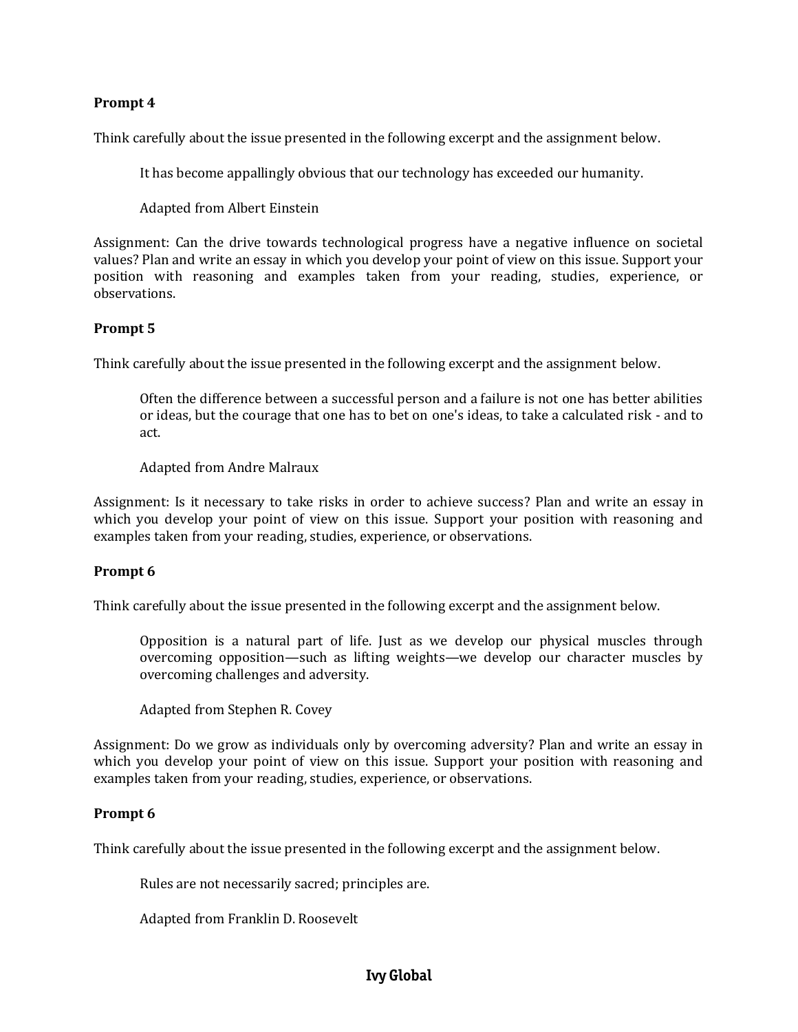**Prompt 4**

Think carefully about the issue presented in the following excerpt and the assignment below.

> It has become appallingly obvious that our technology has exceeded our humanity.
>
> Adapted from Albert Einstein

Assignment: Can the drive towards technological progress have a negative influence on societal values? Plan and write an essay in which you develop your point of view on this issue. Support your position with reasoning and examples taken from your reading, studies, experience, or observations.

**Prompt 5**

Think carefully about the issue presented in the following excerpt and the assignment below.

> Often the difference between a successful person and a failure is not one has better abilities or ideas, but the courage that one has to bet on one's ideas, to take a calculated risk - and to act.
>
> Adapted from Andre Malraux

Assignment: Is it necessary to take risks in order to achieve success? Plan and write an essay in which you develop your point of view on this issue. Support your position with reasoning and examples taken from your reading, studies, experience, or observations.

**Prompt 6**

Think carefully about the issue presented in the following excerpt and the assignment below.

> Opposition is a natural part of life. Just as we develop our physical muscles through overcoming opposition—such as lifting weights—we develop our character muscles by overcoming challenges and adversity.
>
> Adapted from Stephen R. Covey

Assignment: Do we grow as individuals only by overcoming adversity? Plan and write an essay in which you develop your point of view on this issue. Support your position with reasoning and examples taken from your reading, studies, experience, or observations.

**Prompt 6**

Think carefully about the issue presented in the following excerpt and the assignment below.

> Rules are not necessarily sacred; principles are.
>
> Adapted from Franklin D. Roosevelt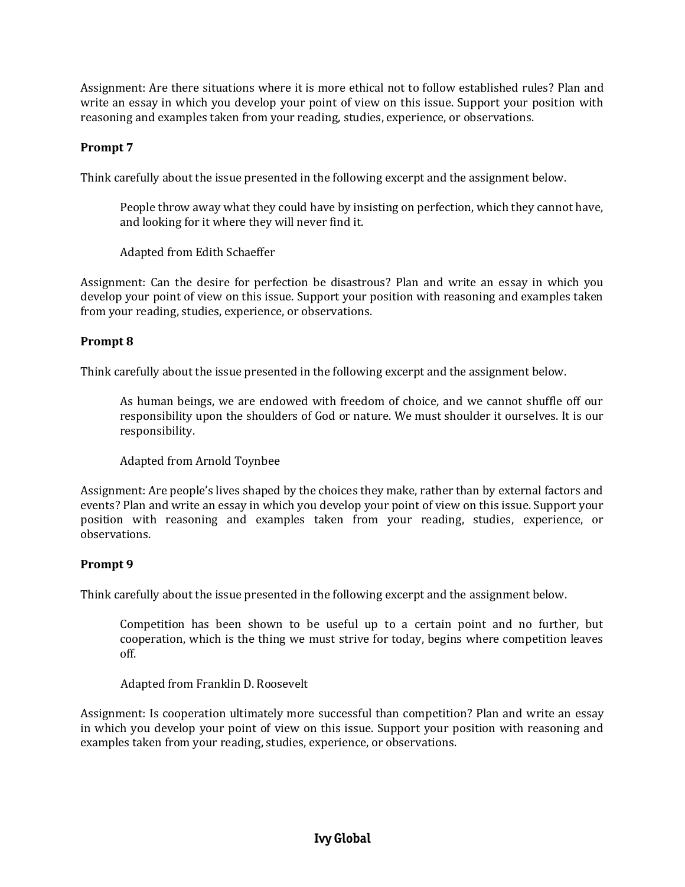Assignment: Are there situations where it is more ethical not to follow established rules? Plan and write an essay in which you develop your point of view on this issue. Support your position with reasoning and examples taken from your reading, studies, experience, or observations.

**Prompt 7**

Think carefully about the issue presented in the following excerpt and the assignment below.

> People throw away what they could have by insisting on perfection, which they cannot have, and looking for it where they will never find it.
>
> Adapted from Edith Schaeffer

Assignment: Can the desire for perfection be disastrous? Plan and write an essay in which you develop your point of view on this issue. Support your position with reasoning and examples taken from your reading, studies, experience, or observations.

**Prompt 8**

Think carefully about the issue presented in the following excerpt and the assignment below.

> As human beings, we are endowed with freedom of choice, and we cannot shuffle off our responsibility upon the shoulders of God or nature. We must shoulder it ourselves. It is our responsibility.
>
> Adapted from Arnold Toynbee

Assignment: Are people's lives shaped by the choices they make, rather than by external factors and events? Plan and write an essay in which you develop your point of view on this issue. Support your position with reasoning and examples taken from your reading, studies, experience, or observations.

**Prompt 9**

Think carefully about the issue presented in the following excerpt and the assignment below.

> Competition has been shown to be useful up to a certain point and no further, but cooperation, which is the thing we must strive for today, begins where competition leaves off.
>
> Adapted from Franklin D. Roosevelt

Assignment: Is cooperation ultimately more successful than competition? Plan and write an essay in which you develop your point of view on this issue. Support your position with reasoning and examples taken from your reading, studies, experience, or observations.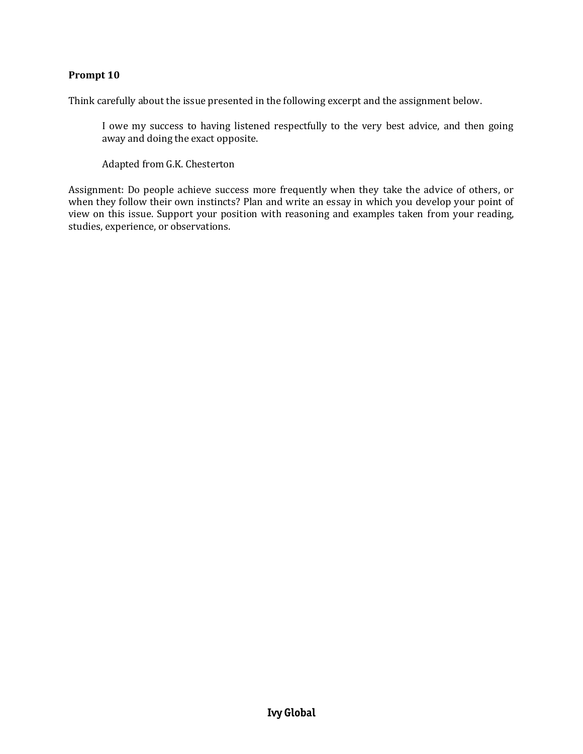**Prompt 10**

Think carefully about the issue presented in the following excerpt and the assignment below.

> I owe my success to having listened respectfully to the very best advice, and then going away and doing the exact opposite.
>
> Adapted from G.K. Chesterton

Assignment: Do people achieve success more frequently when they take the advice of others, or when they follow their own instincts? Plan and write an essay in which you develop your point of view on this issue. Support your position with reasoning and examples taken from your reading, studies, experience, or observations.